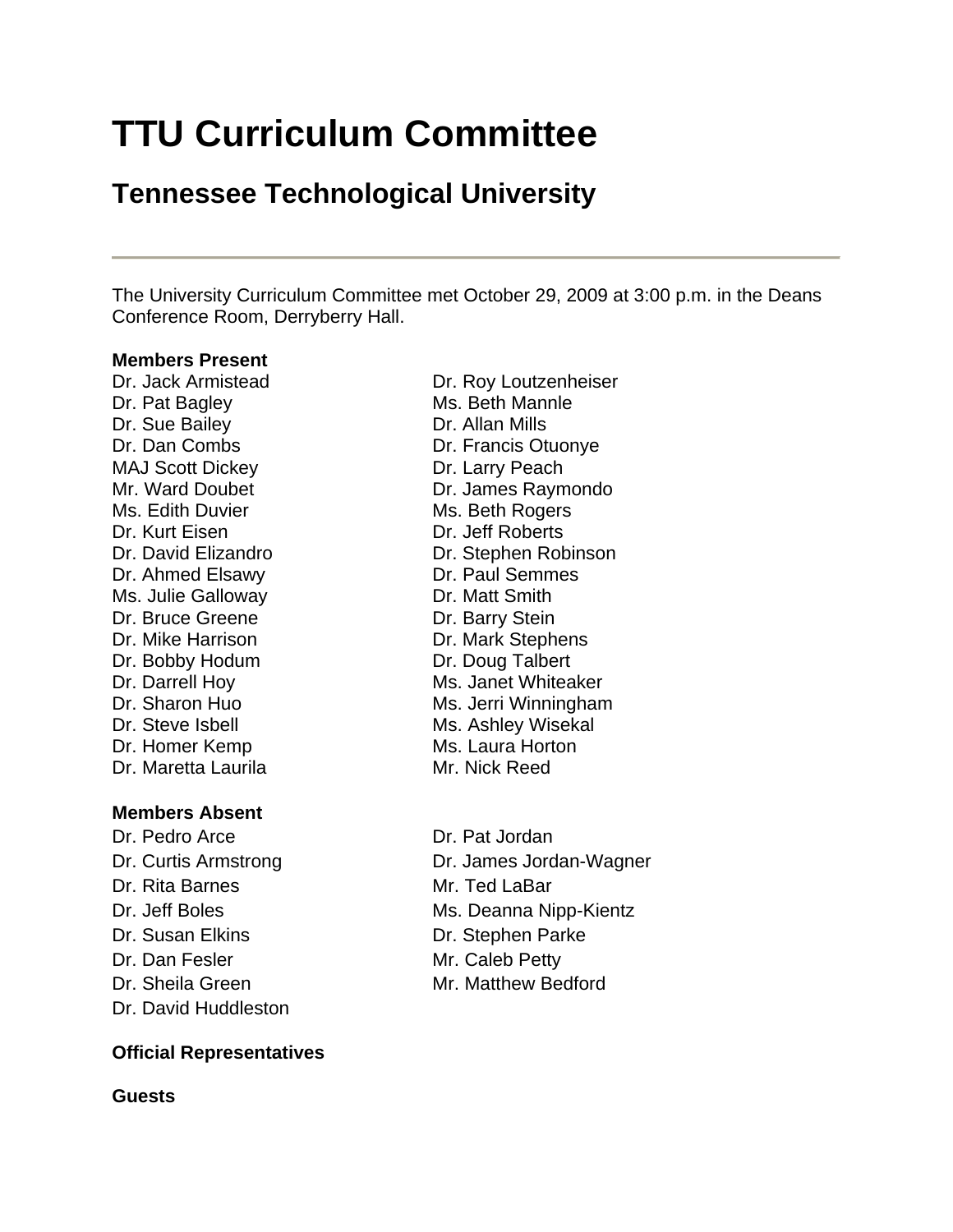# TTU Curriculum Committee

## Tennessee Technological University

---

The University Curriculum Committee met October 29, 2009 at 3:00 p.m. in the Deans Conference Room, Derryberry Hall.

**Members Present**

Dr. Jack Armistead
Dr. Pat Bagley
Dr. Sue Bailey
Dr. Dan Combs
MAJ Scott Dickey
Mr. Ward Doubet
Ms. Edith Duvier
Dr. Kurt Eisen
Dr. David Elizandro
Dr. Ahmed Elsawy
Ms. Julie Galloway
Dr. Bruce Greene
Dr. Mike Harrison
Dr. Bobby Hodum
Dr. Darrell Hoy
Dr. Sharon Huo
Dr. Steve Isbell
Dr. Homer Kemp
Dr. Maretta Laurila
Dr. Roy Loutzenheiser
Ms. Beth Mannle
Dr. Allan Mills
Dr. Francis Otuonye
Dr. Larry Peach
Dr. James Raymondo
Ms. Beth Rogers
Dr. Jeff Roberts
Dr. Stephen Robinson
Dr. Paul Semmes
Dr. Matt Smith
Dr. Barry Stein
Dr. Mark Stephens
Dr. Doug Talbert
Ms. Janet Whiteaker
Ms. Jerri Winningham
Ms. Ashley Wisekal
Ms. Laura Horton
Mr. Nick Reed

**Members Absent**

Dr. Pedro Arce
Dr. Curtis Armstrong
Dr. Rita Barnes
Dr. Jeff Boles
Dr. Susan Elkins
Dr. Dan Fesler
Dr. Sheila Green
Dr. David Huddleston
Dr. Pat Jordan
Dr. James Jordan-Wagner
Mr. Ted LaBar
Ms. Deanna Nipp-Kientz
Dr. Stephen Parke
Mr. Caleb Petty
Mr. Matthew Bedford

**Official Representatives**

**Guests**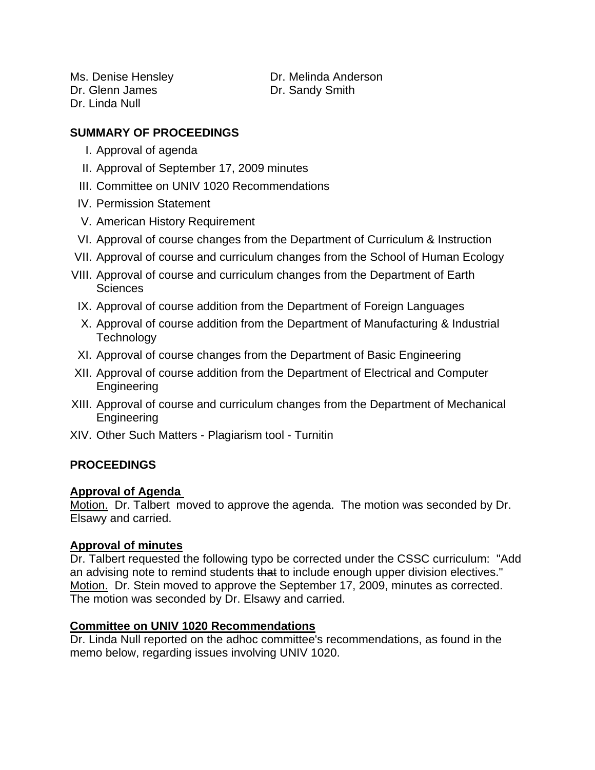Ms. Denise Hensley
Dr. Glenn James
Dr. Linda Null
Dr. Melinda Anderson
Dr. Sandy Smith

**SUMMARY OF PROCEEDINGS**

I. Approval of agenda
II. Approval of September 17, 2009 minutes
III. Committee on UNIV 1020 Recommendations
IV. Permission Statement
V. American History Requirement
VI. Approval of course changes from the Department of Curriculum & Instruction
VII. Approval of course and curriculum changes from the School of Human Ecology
VIII. Approval of course and curriculum changes from the Department of Earth Sciences
IX. Approval of course addition from the Department of Foreign Languages
X. Approval of course addition from the Department of Manufacturing & Industrial Technology
XI. Approval of course changes from the Department of Basic Engineering
XII. Approval of course addition from the Department of Electrical and Computer Engineering
XIII. Approval of course and curriculum changes from the Department of Mechanical Engineering
XIV. Other Such Matters - Plagiarism tool - Turnitin

**PROCEEDINGS**

**Approval of Agenda**
Motion. Dr. Talbert moved to approve the agenda. The motion was seconded by Dr. Elsawy and carried.

**Approval of minutes**
Dr. Talbert requested the following typo be corrected under the CSSC curriculum: "Add an advising note to remind students ~~that~~ to include enough upper division electives."
Motion. Dr. Stein moved to approve the September 17, 2009, minutes as corrected. The motion was seconded by Dr. Elsawy and carried.

**Committee on UNIV 1020 Recommendations**
Dr. Linda Null reported on the adhoc committee's recommendations, as found in the memo below, regarding issues involving UNIV 1020.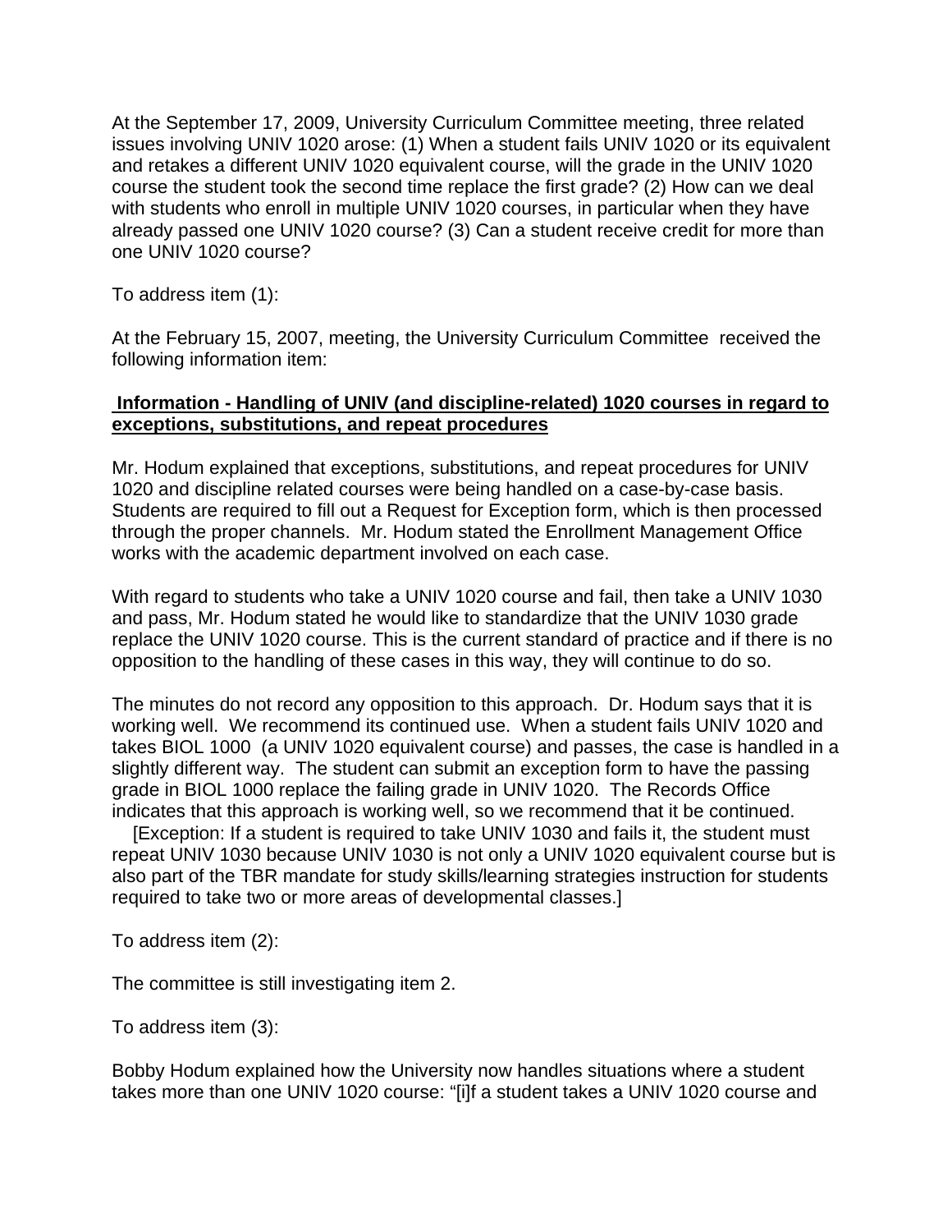At the September 17, 2009, University Curriculum Committee meeting, three related issues involving UNIV 1020 arose: (1) When a student fails UNIV 1020 or its equivalent and retakes a different UNIV 1020 equivalent course, will the grade in the UNIV 1020 course the student took the second time replace the first grade? (2) How can we deal with students who enroll in multiple UNIV 1020 courses, in particular when they have already passed one UNIV 1020 course? (3) Can a student receive credit for more than one UNIV 1020 course?

To address item (1):

At the February 15, 2007, meeting, the University Curriculum Committee received the following information item:

**Information - Handling of UNIV (and discipline-related) 1020 courses in regard to exceptions, substitutions, and repeat procedures**

Mr. Hodum explained that exceptions, substitutions, and repeat procedures for UNIV 1020 and discipline related courses were being handled on a case-by-case basis. Students are required to fill out a Request for Exception form, which is then processed through the proper channels. Mr. Hodum stated the Enrollment Management Office works with the academic department involved on each case.

With regard to students who take a UNIV 1020 course and fail, then take a UNIV 1030 and pass, Mr. Hodum stated he would like to standardize that the UNIV 1030 grade replace the UNIV 1020 course. This is the current standard of practice and if there is no opposition to the handling of these cases in this way, they will continue to do so.

The minutes do not record any opposition to this approach. Dr. Hodum says that it is working well. We recommend its continued use. When a student fails UNIV 1020 and takes BIOL 1000 (a UNIV 1020 equivalent course) and passes, the case is handled in a slightly different way. The student can submit an exception form to have the passing grade in BIOL 1000 replace the failing grade in UNIV 1020. The Records Office indicates that this approach is working well, so we recommend that it be continued.
[Exception: If a student is required to take UNIV 1030 and fails it, the student must repeat UNIV 1030 because UNIV 1030 is not only a UNIV 1020 equivalent course but is also part of the TBR mandate for study skills/learning strategies instruction for students required to take two or more areas of developmental classes.]

To address item (2):

The committee is still investigating item 2.

To address item (3):

Bobby Hodum explained how the University now handles situations where a student takes more than one UNIV 1020 course: "[i]f a student takes a UNIV 1020 course and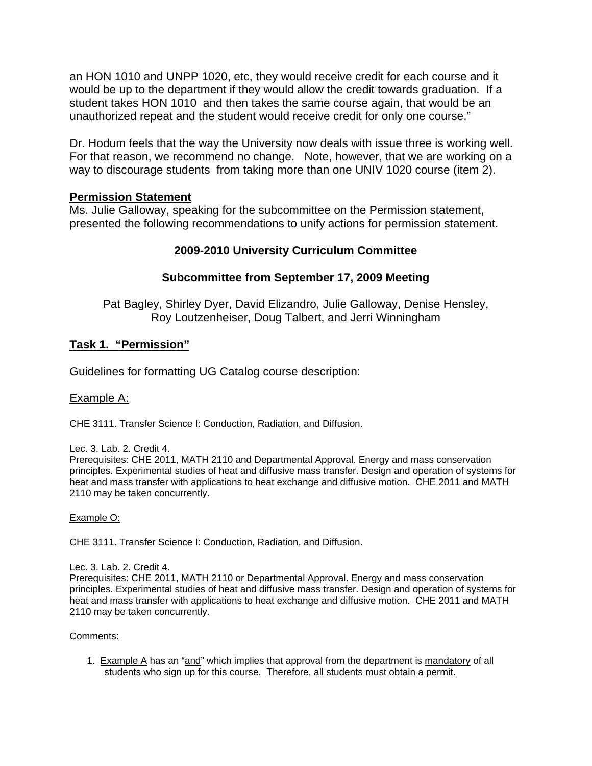an HON 1010 and UNPP 1020, etc, they would receive credit for each course and it would be up to the department if they would allow the credit towards graduation. If a student takes HON 1010 and then takes the same course again, that would be an unauthorized repeat and the student would receive credit for only one course."

Dr. Hodum feels that the way the University now deals with issue three is working well. For that reason, we recommend no change. Note, however, that we are working on a way to discourage students from taking more than one UNIV 1020 course (item 2).

**Permission Statement**

Ms. Julie Galloway, speaking for the subcommittee on the Permission statement, presented the following recommendations to unify actions for permission statement.

**2009-2010 University Curriculum Committee**

**Subcommittee from September 17, 2009 Meeting**

Pat Bagley, Shirley Dyer, David Elizandro, Julie Galloway, Denise Hensley, Roy Loutzenheiser, Doug Talbert, and Jerri Winningham

**Task 1. "Permission"**

Guidelines for formatting UG Catalog course description:

Example A:

CHE 3111. Transfer Science I: Conduction, Radiation, and Diffusion.

Lec. 3. Lab. 2. Credit 4.
Prerequisites: CHE 2011, MATH 2110 and Departmental Approval. Energy and mass conservation principles. Experimental studies of heat and diffusive mass transfer. Design and operation of systems for heat and mass transfer with applications to heat exchange and diffusive motion. CHE 2011 and MATH 2110 may be taken concurrently.

Example O:

CHE 3111. Transfer Science I: Conduction, Radiation, and Diffusion.

Lec. 3. Lab. 2. Credit 4.
Prerequisites: CHE 2011, MATH 2110 or Departmental Approval. Energy and mass conservation principles. Experimental studies of heat and diffusive mass transfer. Design and operation of systems for heat and mass transfer with applications to heat exchange and diffusive motion. CHE 2011 and MATH 2110 may be taken concurrently.

Comments:

1. Example A has an "and" which implies that approval from the department is mandatory of all students who sign up for this course. Therefore, all students must obtain a permit.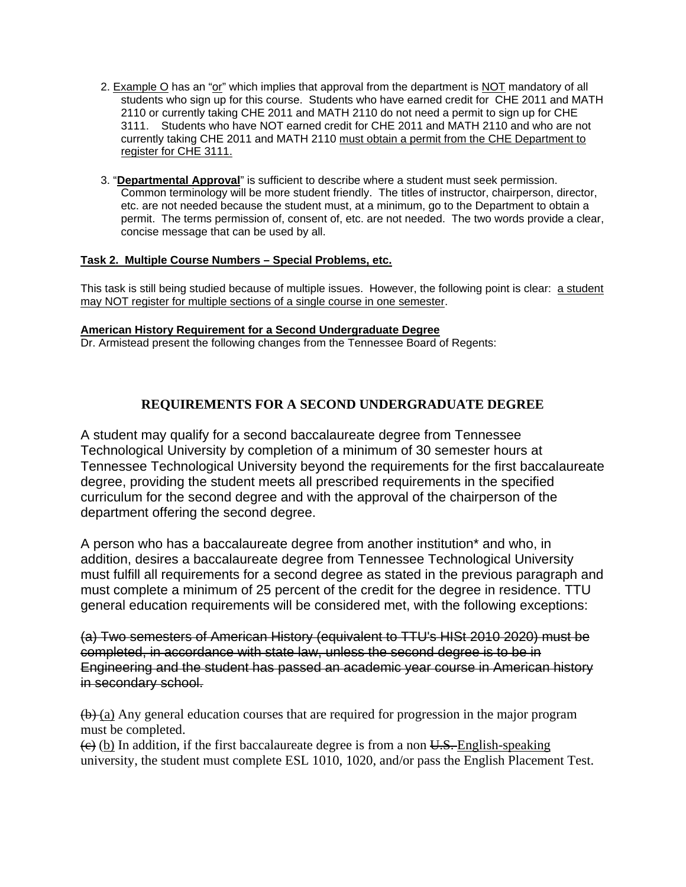2. <u>Example O</u> has an “<u>or</u>” which implies that approval from the department is <u>NOT</u> mandatory of all students who sign up for this course. Students who have earned credit for CHE 2011 and MATH 2110 or currently taking CHE 2011 and MATH 2110 do not need a permit to sign up for CHE 3111. Students who have NOT earned credit for CHE 2011 and MATH 2110 and who are not currently taking CHE 2011 and MATH 2110 <u>must obtain a permit from the CHE Department to register for CHE 3111.</u>

3. “<u>**Departmental Approval**</u>” is sufficient to describe where a student must seek permission. Common terminology will be more student friendly. The titles of instructor, chairperson, director, etc. are not needed because the student must, at a minimum, go to the Department to obtain a permit. The terms permission of, consent of, etc. are not needed. The two words provide a clear, concise message that can be used by all.

<u>**Task 2. Multiple Course Numbers – Special Problems, etc.**</u>

This task is still being studied because of multiple issues. However, the following point is clear: <u>a student may NOT register for multiple sections of a single course in one semester</u>.

<u>**American History Requirement for a Second Undergraduate Degree**</u>

Dr. Armistead present the following changes from the Tennessee Board of Regents:

## REQUIREMENTS FOR A SECOND UNDERGRADUATE DEGREE

A student may qualify for a second baccalaureate degree from Tennessee Technological University by completion of a minimum of 30 semester hours at Tennessee Technological University beyond the requirements for the first baccalaureate degree, providing the student meets all prescribed requirements in the specified curriculum for the second degree and with the approval of the chairperson of the department offering the second degree.

A person who has a baccalaureate degree from another institution* and who, in addition, desires a baccalaureate degree from Tennessee Technological University must fulfill all requirements for a second degree as stated in the previous paragraph and must complete a minimum of 25 percent of the credit for the degree in residence. TTU general education requirements will be considered met, with the following exceptions:

~~(a) Two semesters of American History (equivalent to TTU's HISt 2010 2020) must be completed, in accordance with state law, unless the second degree is to be in Engineering and the student has passed an academic year course in American history in secondary school.~~

~~(b)~~ <u>(a)</u> Any general education courses that are required for progression in the major program must be completed.
~~(c)~~ <u>(b)</u> In addition, if the first baccalaureate degree is from a non ~~U.S.~~ <u>English-speaking</u> university, the student must complete ESL 1010, 1020, and/or pass the English Placement Test.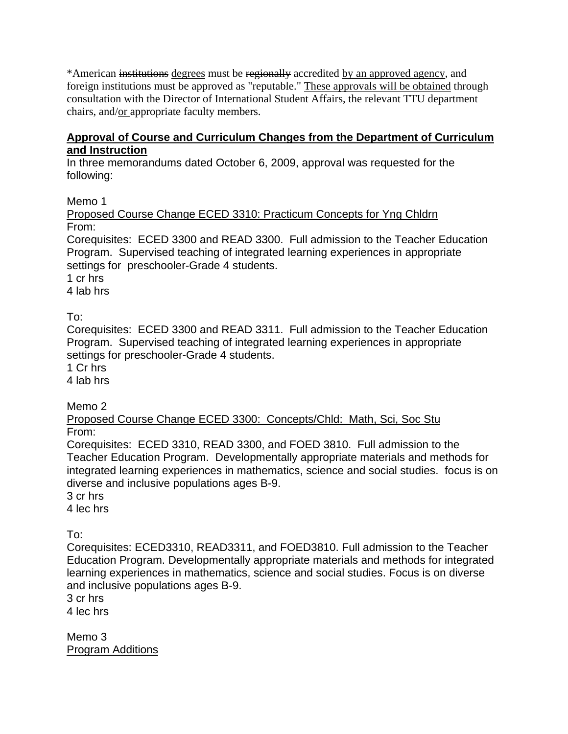*American ~~institutions~~ <u>degrees</u> must be ~~regionally~~ accredited <u>by an approved agency</u>, and foreign institutions must be approved as "reputable." <u>These approvals will be obtained</u> through consultation with the Director of International Student Affairs, the relevant TTU department chairs, and/<u>or</u> appropriate faculty members.

**<u>Approval of Course and Curriculum Changes from the Department of Curriculum and Instruction</u>**

In three memorandums dated October 6, 2009, approval was requested for the following:

Memo 1

<u>Proposed Course Change ECED 3310: Practicum Concepts for Yng Chldrn</u>

From:

Corequisites: ECED 3300 and READ 3300. Full admission to the Teacher Education Program. Supervised teaching of integrated learning experiences in appropriate settings for preschooler-Grade 4 students.
1 cr hrs
4 lab hrs

To:

Corequisites: ECED 3300 and READ 3311. Full admission to the Teacher Education Program. Supervised teaching of integrated learning experiences in appropriate settings for preschooler-Grade 4 students.
1 Cr hrs
4 lab hrs

Memo 2

<u>Proposed Course Change ECED 3300: Concepts/Chld: Math, Sci, Soc Stu</u>

From:

Corequisites: ECED 3310, READ 3300, and FOED 3810. Full admission to the Teacher Education Program. Developmentally appropriate materials and methods for integrated learning experiences in mathematics, science and social studies. focus is on diverse and inclusive populations ages B-9.
3 cr hrs
4 lec hrs

To:

Corequisites: ECED3310, READ3311, and FOED3810. Full admission to the Teacher Education Program. Developmentally appropriate materials and methods for integrated learning experiences in mathematics, science and social studies. Focus is on diverse and inclusive populations ages B-9.
3 cr hrs
4 lec hrs

Memo 3

<u>Program Additions</u>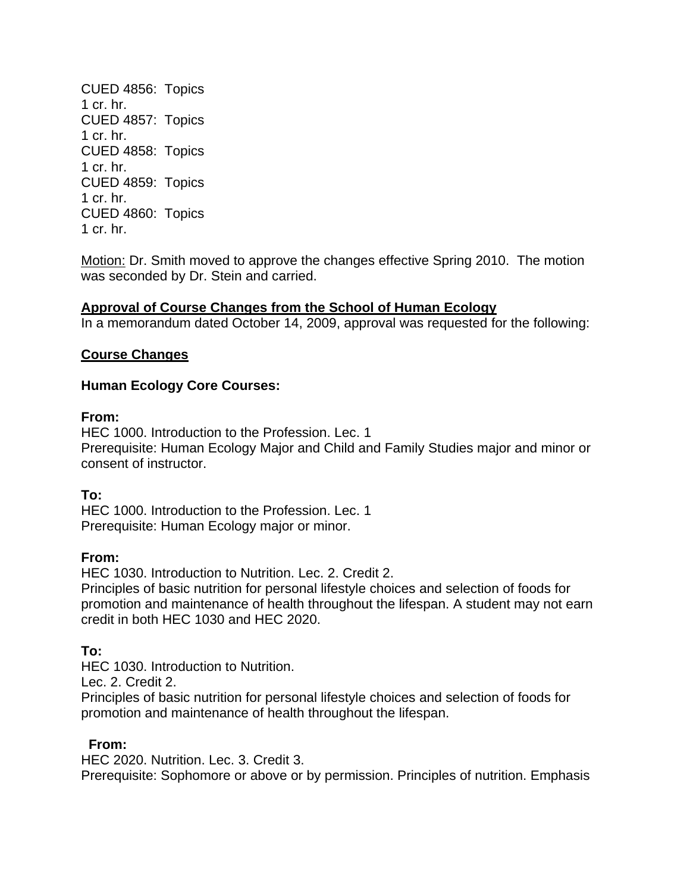CUED 4856: Topics
1 cr. hr.
CUED 4857: Topics
1 cr. hr.
CUED 4858: Topics
1 cr. hr.
CUED 4859: Topics
1 cr. hr.
CUED 4860: Topics
1 cr. hr.

Motion: Dr. Smith moved to approve the changes effective Spring 2010. The motion was seconded by Dr. Stein and carried.

**Approval of Course Changes from the School of Human Ecology**
In a memorandum dated October 14, 2009, approval was requested for the following:

**Course Changes**

**Human Ecology Core Courses:**

**From:**
HEC 1000. Introduction to the Profession. Lec. 1
Prerequisite: Human Ecology Major and Child and Family Studies major and minor or consent of instructor.

**To:**
HEC 1000. Introduction to the Profession. Lec. 1
Prerequisite: Human Ecology major or minor.

**From:**
HEC 1030. Introduction to Nutrition. Lec. 2. Credit 2.
Principles of basic nutrition for personal lifestyle choices and selection of foods for promotion and maintenance of health throughout the lifespan. A student may not earn credit in both HEC 1030 and HEC 2020.

**To:**
HEC 1030. Introduction to Nutrition.
Lec. 2. Credit 2.
Principles of basic nutrition for personal lifestyle choices and selection of foods for promotion and maintenance of health throughout the lifespan.

**From:**
HEC 2020. Nutrition. Lec. 3. Credit 3.
Prerequisite: Sophomore or above or by permission. Principles of nutrition. Emphasis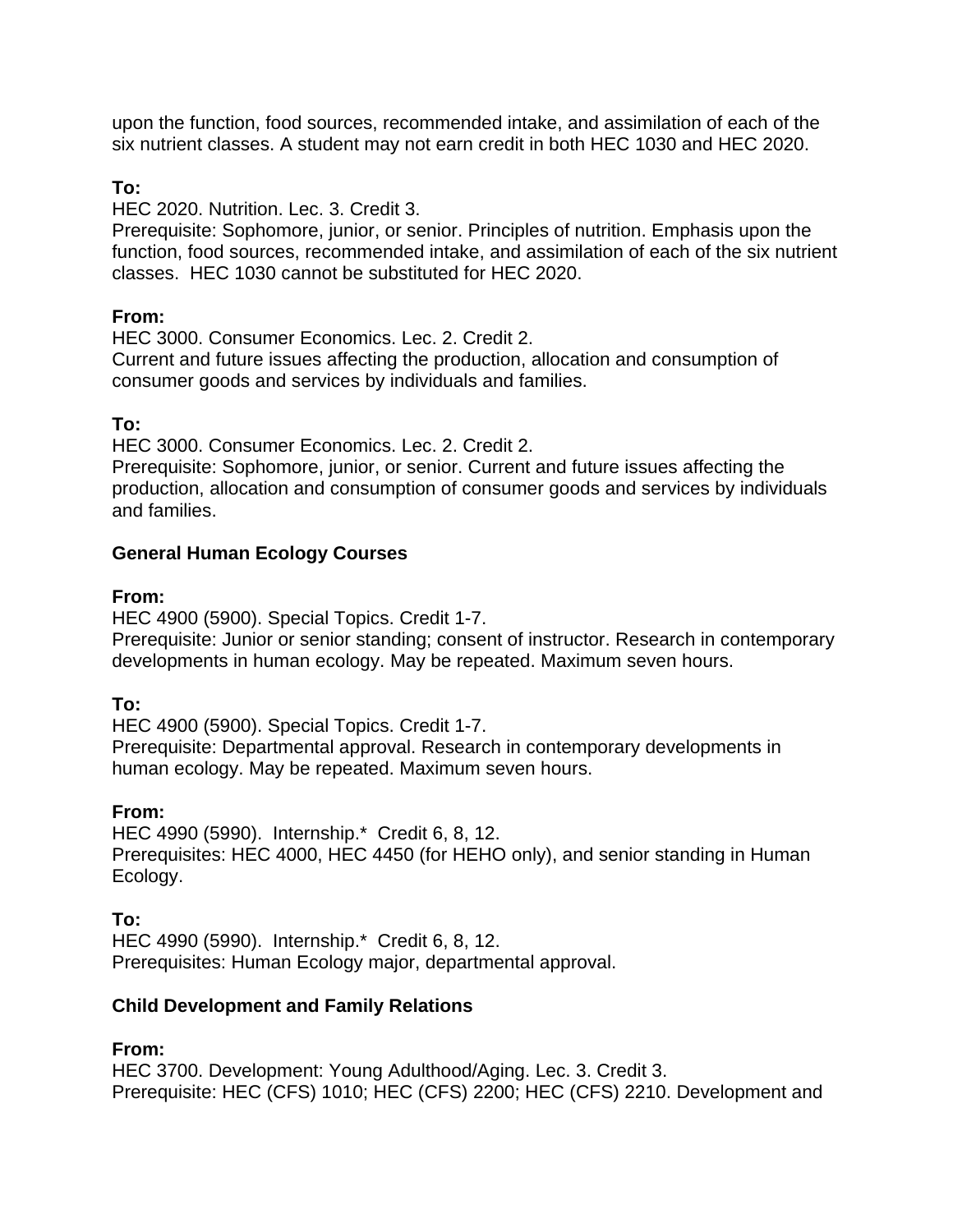upon the function, food sources, recommended intake, and assimilation of each of the six nutrient classes. A student may not earn credit in both HEC 1030 and HEC 2020.

**To:**
HEC 2020. Nutrition. Lec. 3. Credit 3.
Prerequisite: Sophomore, junior, or senior. Principles of nutrition. Emphasis upon the function, food sources, recommended intake, and assimilation of each of the six nutrient classes. HEC 1030 cannot be substituted for HEC 2020.

**From:**
HEC 3000. Consumer Economics. Lec. 2. Credit 2.
Current and future issues affecting the production, allocation and consumption of consumer goods and services by individuals and families.

**To:**
HEC 3000. Consumer Economics. Lec. 2. Credit 2.
Prerequisite: Sophomore, junior, or senior. Current and future issues affecting the production, allocation and consumption of consumer goods and services by individuals and families.

**General Human Ecology Courses**

**From:**
HEC 4900 (5900). Special Topics. Credit 1-7.
Prerequisite: Junior or senior standing; consent of instructor. Research in contemporary developments in human ecology. May be repeated. Maximum seven hours.

**To:**
HEC 4900 (5900). Special Topics. Credit 1-7.
Prerequisite: Departmental approval. Research in contemporary developments in human ecology. May be repeated. Maximum seven hours.

**From:**
HEC 4990 (5990). Internship.* Credit 6, 8, 12.
Prerequisites: HEC 4000, HEC 4450 (for HEHO only), and senior standing in Human Ecology.

**To:**
HEC 4990 (5990). Internship.* Credit 6, 8, 12.
Prerequisites: Human Ecology major, departmental approval.

**Child Development and Family Relations**

**From:**
HEC 3700. Development: Young Adulthood/Aging. Lec. 3. Credit 3.
Prerequisite: HEC (CFS) 1010; HEC (CFS) 2200; HEC (CFS) 2210. Development and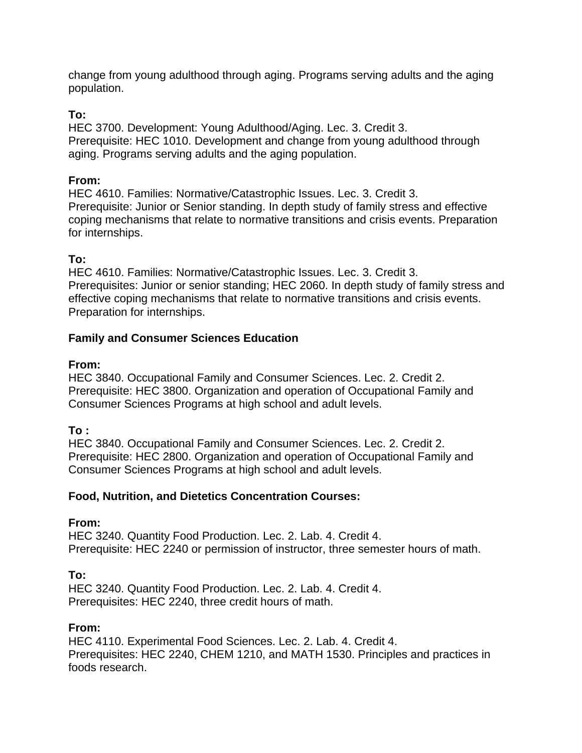change from young adulthood through aging. Programs serving adults and the aging population.

**To:**
HEC 3700. Development: Young Adulthood/Aging. Lec. 3. Credit 3.
Prerequisite: HEC 1010. Development and change from young adulthood through aging. Programs serving adults and the aging population.

**From:**
HEC 4610. Families: Normative/Catastrophic Issues. Lec. 3. Credit 3.
Prerequisite: Junior or Senior standing. In depth study of family stress and effective coping mechanisms that relate to normative transitions and crisis events. Preparation for internships.

**To:**
HEC 4610. Families: Normative/Catastrophic Issues. Lec. 3. Credit 3.
Prerequisites: Junior or senior standing; HEC 2060. In depth study of family stress and effective coping mechanisms that relate to normative transitions and crisis events. Preparation for internships.

**Family and Consumer Sciences Education**

**From:**
HEC 3840. Occupational Family and Consumer Sciences. Lec. 2. Credit 2.
Prerequisite: HEC 3800. Organization and operation of Occupational Family and Consumer Sciences Programs at high school and adult levels.

**To :**
HEC 3840. Occupational Family and Consumer Sciences. Lec. 2. Credit 2.
Prerequisite: HEC 2800. Organization and operation of Occupational Family and Consumer Sciences Programs at high school and adult levels.

**Food, Nutrition, and Dietetics Concentration Courses:**

**From:**
HEC 3240. Quantity Food Production. Lec. 2. Lab. 4. Credit 4.
Prerequisite: HEC 2240 or permission of instructor, three semester hours of math.

**To:**
HEC 3240. Quantity Food Production. Lec. 2. Lab. 4. Credit 4.
Prerequisites: HEC 2240, three credit hours of math.

**From:**
HEC 4110. Experimental Food Sciences. Lec. 2. Lab. 4. Credit 4.
Prerequisites: HEC 2240, CHEM 1210, and MATH 1530. Principles and practices in foods research.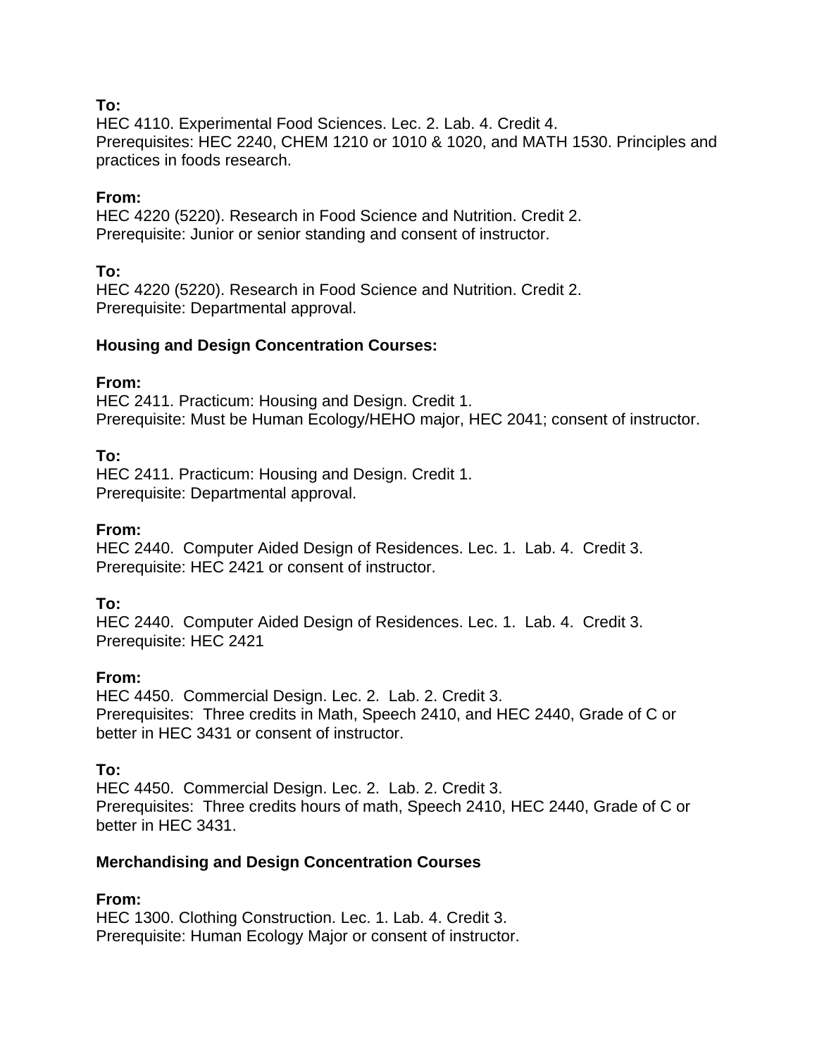**To:**
HEC 4110. Experimental Food Sciences. Lec. 2. Lab. 4. Credit 4.
Prerequisites: HEC 2240, CHEM 1210 or 1010 & 1020, and MATH 1530. Principles and practices in foods research.

**From:**
HEC 4220 (5220). Research in Food Science and Nutrition. Credit 2.
Prerequisite: Junior or senior standing and consent of instructor.

**To:**
HEC 4220 (5220). Research in Food Science and Nutrition. Credit 2.
Prerequisite: Departmental approval.

**Housing and Design Concentration Courses:**

**From:**
HEC 2411. Practicum: Housing and Design. Credit 1.
Prerequisite: Must be Human Ecology/HEHO major, HEC 2041; consent of instructor.

**To:**
HEC 2411. Practicum: Housing and Design. Credit 1.
Prerequisite: Departmental approval.

**From:**
HEC 2440. Computer Aided Design of Residences. Lec. 1. Lab. 4. Credit 3.
Prerequisite: HEC 2421 or consent of instructor.

**To:**
HEC 2440. Computer Aided Design of Residences. Lec. 1. Lab. 4. Credit 3.
Prerequisite: HEC 2421

**From:**
HEC 4450. Commercial Design. Lec. 2. Lab. 2. Credit 3.
Prerequisites: Three credits in Math, Speech 2410, and HEC 2440, Grade of C or better in HEC 3431 or consent of instructor.

**To:**
HEC 4450. Commercial Design. Lec. 2. Lab. 2. Credit 3.
Prerequisites: Three credits hours of math, Speech 2410, HEC 2440, Grade of C or better in HEC 3431.

**Merchandising and Design Concentration Courses**

**From:**
HEC 1300. Clothing Construction. Lec. 1. Lab. 4. Credit 3.
Prerequisite: Human Ecology Major or consent of instructor.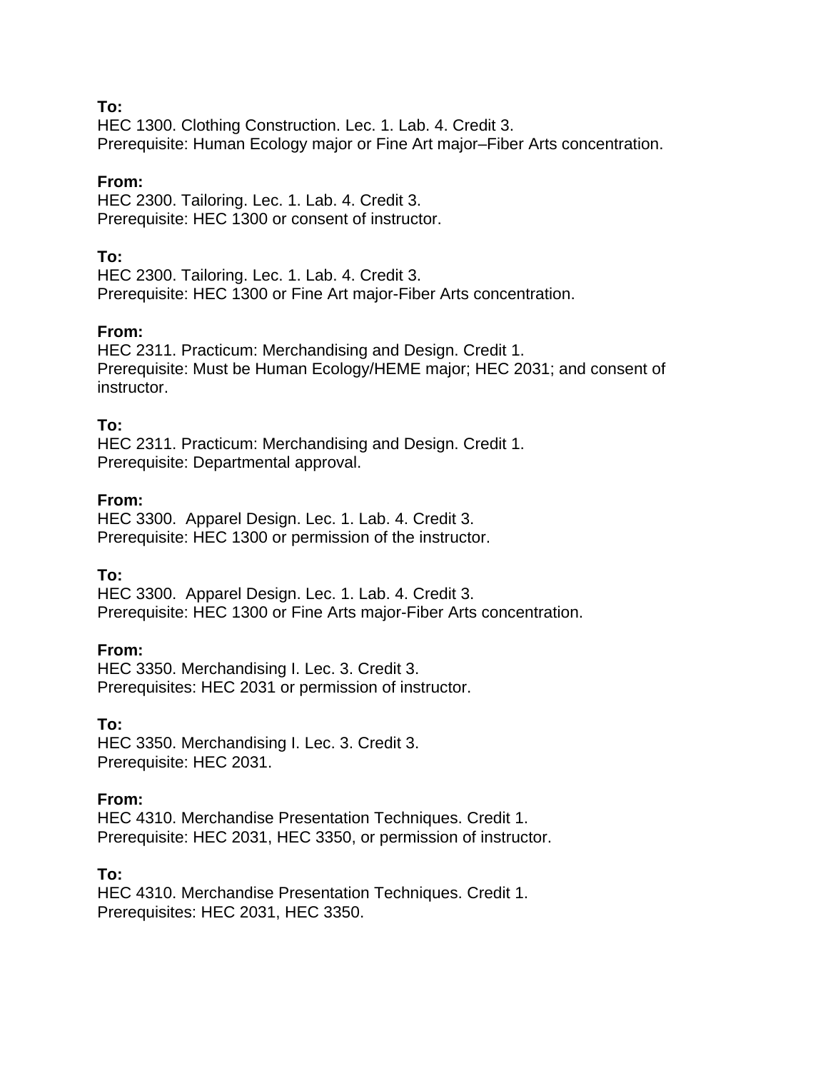**To:**
HEC 1300. Clothing Construction. Lec. 1. Lab. 4. Credit 3.
Prerequisite: Human Ecology major or Fine Art major–Fiber Arts concentration.

**From:**
HEC 2300. Tailoring. Lec. 1. Lab. 4. Credit 3.
Prerequisite: HEC 1300 or consent of instructor.

**To:**
HEC 2300. Tailoring. Lec. 1. Lab. 4. Credit 3.
Prerequisite: HEC 1300 or Fine Art major-Fiber Arts concentration.

**From:**
HEC 2311. Practicum: Merchandising and Design. Credit 1.
Prerequisite: Must be Human Ecology/HEME major; HEC 2031; and consent of instructor.

**To:**
HEC 2311. Practicum: Merchandising and Design. Credit 1.
Prerequisite: Departmental approval.

**From:**
HEC 3300. Apparel Design. Lec. 1. Lab. 4. Credit 3.
Prerequisite: HEC 1300 or permission of the instructor.

**To:**
HEC 3300. Apparel Design. Lec. 1. Lab. 4. Credit 3.
Prerequisite: HEC 1300 or Fine Arts major-Fiber Arts concentration.

**From:**
HEC 3350. Merchandising I. Lec. 3. Credit 3.
Prerequisites: HEC 2031 or permission of instructor.

**To:**
HEC 3350. Merchandising I. Lec. 3. Credit 3.
Prerequisite: HEC 2031.

**From:**
HEC 4310. Merchandise Presentation Techniques. Credit 1.
Prerequisite: HEC 2031, HEC 3350, or permission of instructor.

**To:**
HEC 4310. Merchandise Presentation Techniques. Credit 1.
Prerequisites: HEC 2031, HEC 3350.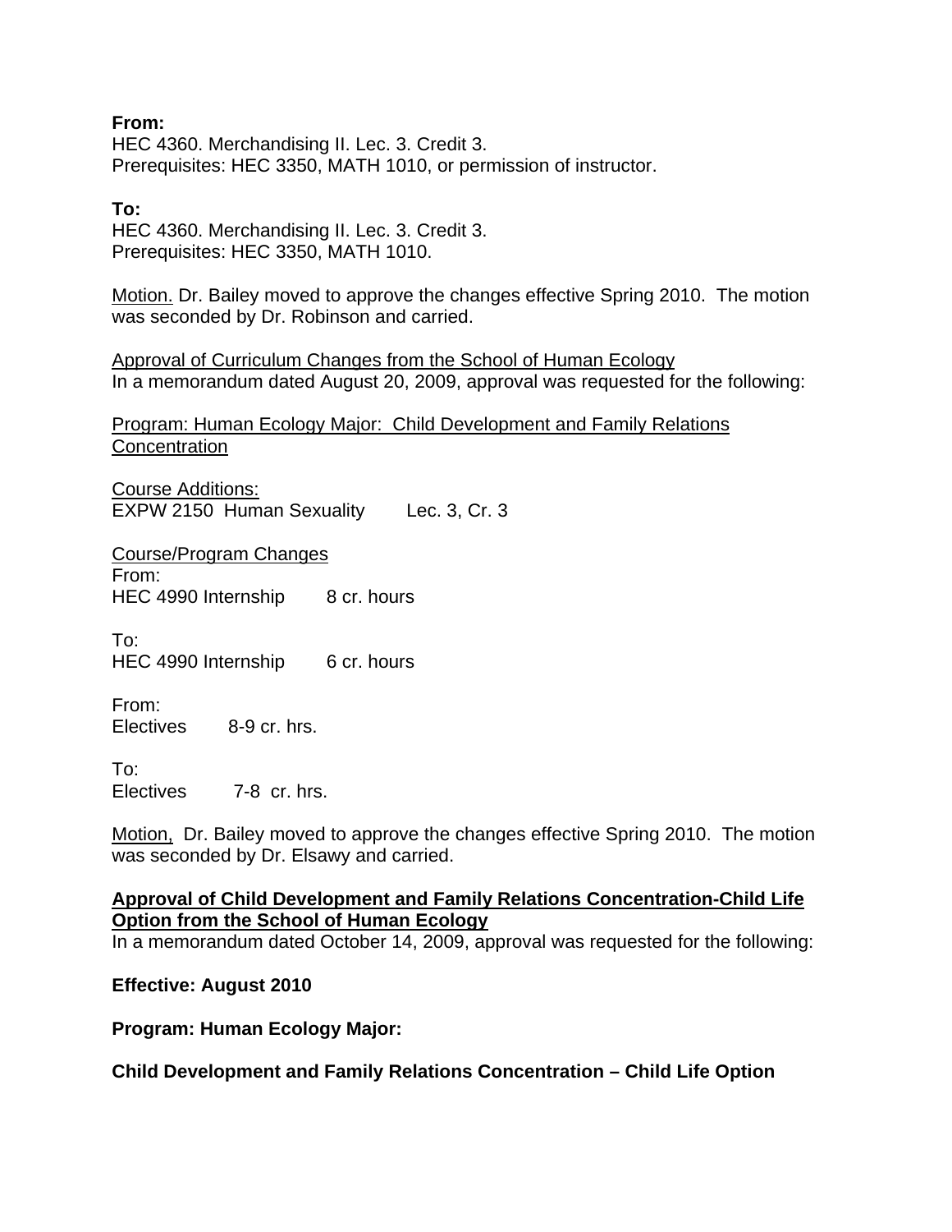**From:**
HEC 4360. Merchandising II. Lec. 3. Credit 3.
Prerequisites: HEC 3350, MATH 1010, or permission of instructor.

**To:**
HEC 4360. Merchandising II. Lec. 3. Credit 3.
Prerequisites: HEC 3350, MATH 1010.

<u>Motion.</u> Dr. Bailey moved to approve the changes effective Spring 2010. The motion was seconded by Dr. Robinson and carried.

<u>Approval of Curriculum Changes from the School of Human Ecology</u>
In a memorandum dated August 20, 2009, approval was requested for the following:

<u>Program: Human Ecology Major: Child Development and Family Relations Concentration</u>

<u>Course Additions:</u>
EXPW 2150 Human Sexuality Lec. 3, Cr. 3

<u>Course/Program Changes</u>
From:
HEC 4990 Internship 8 cr. hours

To:
HEC 4990 Internship 6 cr. hours

From:
Electives 8-9 cr. hrs.

To:
Electives 7-8 cr. hrs.

<u>Motion,</u> Dr. Bailey moved to approve the changes effective Spring 2010. The motion was seconded by Dr. Elsawy and carried.

**<u>Approval of Child Development and Family Relations Concentration-Child Life Option from the School of Human Ecology</u>**
In a memorandum dated October 14, 2009, approval was requested for the following:

**Effective: August 2010**

**Program: Human Ecology Major:**

**Child Development and Family Relations Concentration – Child Life Option**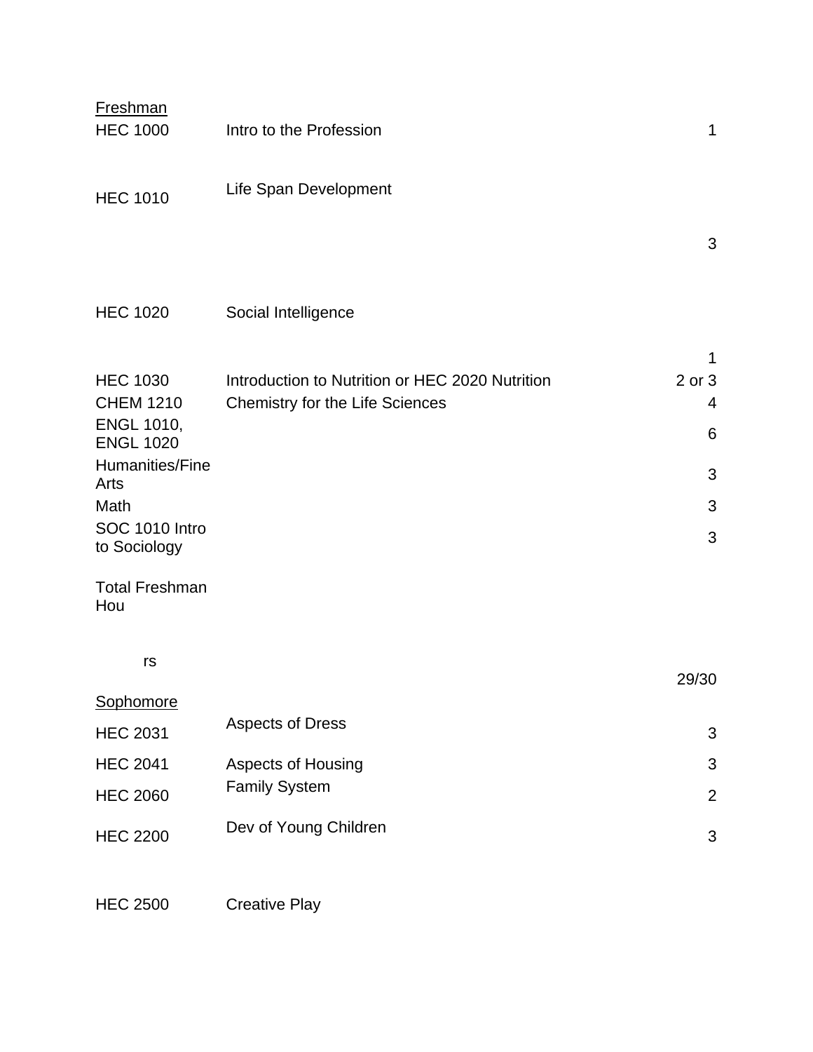Freshman

| | | |
|---|---|---|
| HEC 1000 | Intro to the Profession | 1 |
| HEC 1010 | Life Span Development | 3 |
| HEC 1020 | Social Intelligence | 1 |
| HEC 1030 | Introduction to Nutrition or HEC 2020 Nutrition | 2 or 3 |
| CHEM 1210 | Chemistry for the Life Sciences | 4 |
| ENGL 1010, ENGL 1020 | | 6 |
| Humanities/Fine Arts | | 3 |
| Math | | 3 |
| SOC 1010 Intro to Sociology | | 3 |
| Total Freshman Hours | | 29/30 |

Sophomore

| | | |
|---|---|---|
| HEC 2031 | Aspects of Dress | 3 |
| HEC 2041 | Aspects of Housing | 3 |
| HEC 2060 | Family System | 2 |
| HEC 2200 | Dev of Young Children | 3 |
| HEC 2500 | Creative Play | |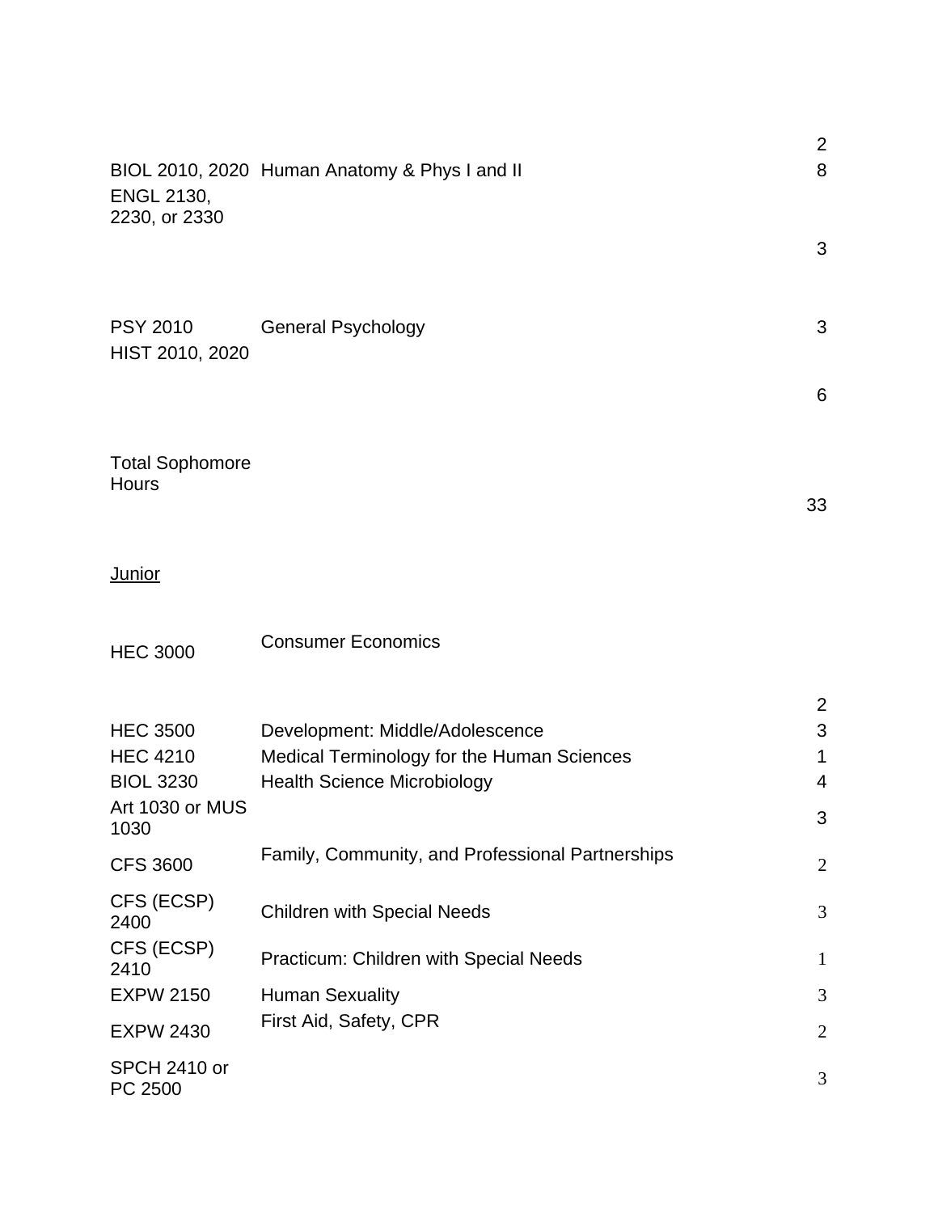| Course | Title | Hours |
|---|---|---|
| | | 2 |
| BIOL 2010, 2020 | Human Anatomy & Phys I and II | 8 |
| ENGL 2130, 2230, or 2330 | | 3 |
| PSY 2010 | General Psychology | 3 |
| HIST 2010, 2020 | | 6 |
| Total Sophomore Hours | | 33 |

<u>Junior</u>

| Course | Title | Hours |
|---|---|---|
| HEC 3000 | Consumer Economics | 2 |
| HEC 3500 | Development: Middle/Adolescence | 3 |
| HEC 4210 | Medical Terminology for the Human Sciences | 1 |
| BIOL 3230 | Health Science Microbiology | 4 |
| Art 1030 or MUS 1030 | | 3 |
| CFS 3600 | Family, Community, and Professional Partnerships | 2 |
| CFS (ECSP) 2400 | Children with Special Needs | 3 |
| CFS (ECSP) 2410 | Practicum: Children with Special Needs | 1 |
| EXPW 2150 | Human Sexuality | 3 |
| EXPW 2430 | First Aid, Safety, CPR | 2 |
| SPCH 2410 or PC 2500 | | 3 |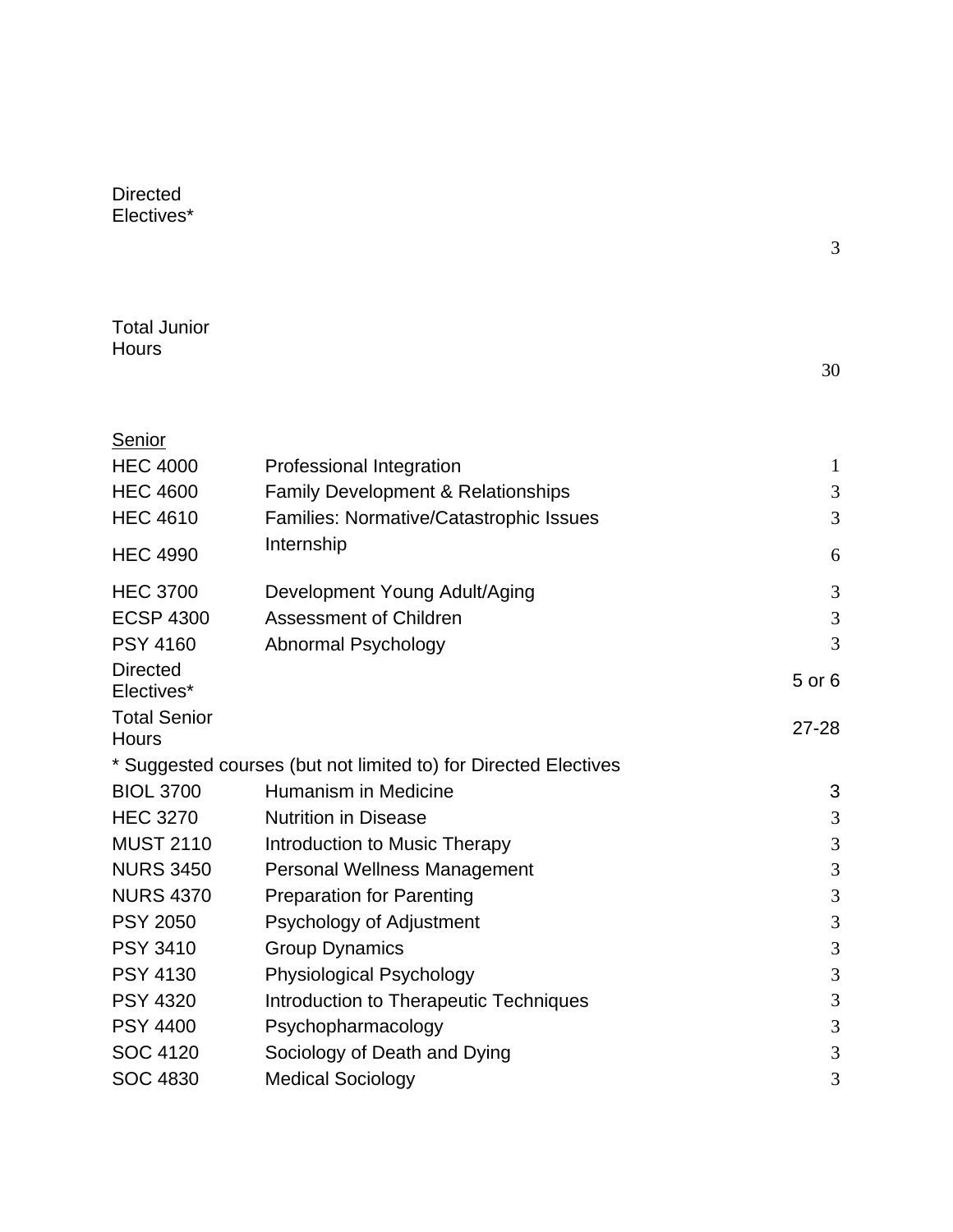| | | |
|---|---|---|
| Directed Electives* | | 3 |
| Total Junior Hours | | 30 |
| **Senior** | | |
| HEC 4000 | Professional Integration | 1 |
| HEC 4600 | Family Development & Relationships | 3 |
| HEC 4610 | Families: Normative/Catastrophic Issues | 3 |
| HEC 4990 | Internship | 6 |
| HEC 3700 | Development Young Adult/Aging | 3 |
| ECSP 4300 | Assessment of Children | 3 |
| PSY 4160 | Abnormal Psychology | 3 |
| Directed Electives* | | 5 or 6 |
| Total Senior Hours | | 27-28 |
| * Suggested courses (but not limited to) for Directed Electives | | |
| BIOL 3700 | Humanism in Medicine | 3 |
| HEC 3270 | Nutrition in Disease | 3 |
| MUST 2110 | Introduction to Music Therapy | 3 |
| NURS 3450 | Personal Wellness Management | 3 |
| NURS 4370 | Preparation for Parenting | 3 |
| PSY 2050 | Psychology of Adjustment | 3 |
| PSY 3410 | Group Dynamics | 3 |
| PSY 4130 | Physiological Psychology | 3 |
| PSY 4320 | Introduction to Therapeutic Techniques | 3 |
| PSY 4400 | Psychopharmacology | 3 |
| SOC 4120 | Sociology of Death and Dying | 3 |
| SOC 4830 | Medical Sociology | 3 |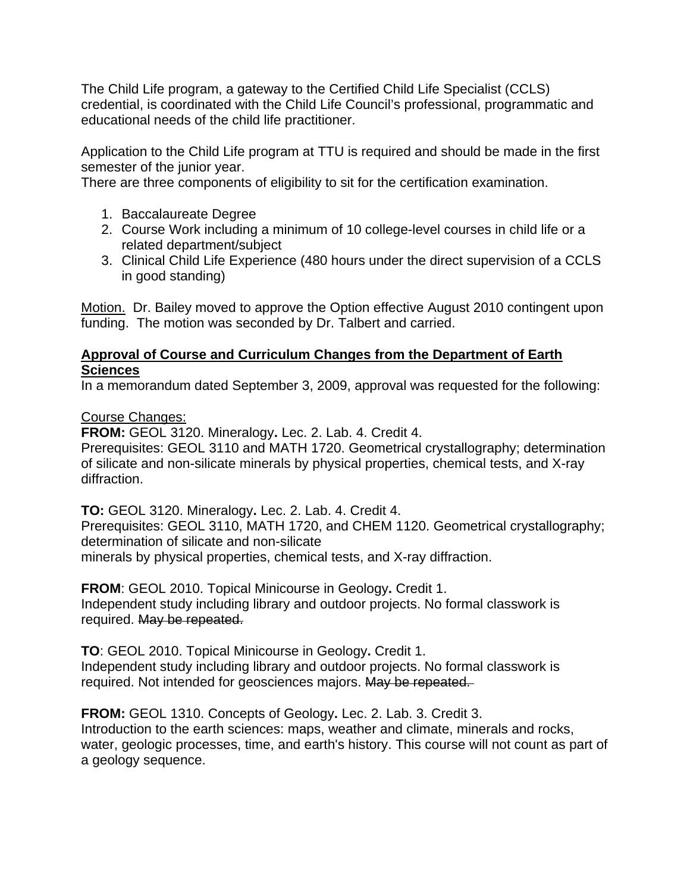The Child Life program, a gateway to the Certified Child Life Specialist (CCLS) credential, is coordinated with the Child Life Council's professional, programmatic and educational needs of the child life practitioner.

Application to the Child Life program at TTU is required and should be made in the first semester of the junior year.
There are three components of eligibility to sit for the certification examination.

1. Baccalaureate Degree
2. Course Work including a minimum of 10 college-level courses in child life or a related department/subject
3. Clinical Child Life Experience (480 hours under the direct supervision of a CCLS in good standing)

<u>Motion.</u> Dr. Bailey moved to approve the Option effective August 2010 contingent upon funding. The motion was seconded by Dr. Talbert and carried.

**<u>Approval of Course and Curriculum Changes from the Department of Earth Sciences</u>**
In a memorandum dated September 3, 2009, approval was requested for the following:

<u>Course Changes:</u>
**FROM:** GEOL 3120. Mineralogy**.** Lec. 2. Lab. 4. Credit 4.
Prerequisites: GEOL 3110 and MATH 1720. Geometrical crystallography; determination of silicate and non-silicate minerals by physical properties, chemical tests, and X-ray diffraction.

**TO:** GEOL 3120. Mineralogy**.** Lec. 2. Lab. 4. Credit 4.
Prerequisites: GEOL 3110, MATH 1720, and CHEM 1120. Geometrical crystallography; determination of silicate and non-silicate
minerals by physical properties, chemical tests, and X-ray diffraction.

**FROM**: GEOL 2010. Topical Minicourse in Geology**.** Credit 1.
Independent study including library and outdoor projects. No formal classwork is required. ~~May be repeated.~~

**TO**: GEOL 2010. Topical Minicourse in Geology**.** Credit 1.
Independent study including library and outdoor projects. No formal classwork is required. Not intended for geosciences majors. ~~May be repeated.~~

**FROM:** GEOL 1310. Concepts of Geology**.** Lec. 2. Lab. 3. Credit 3.
Introduction to the earth sciences: maps, weather and climate, minerals and rocks, water, geologic processes, time, and earth's history. This course will not count as part of a geology sequence.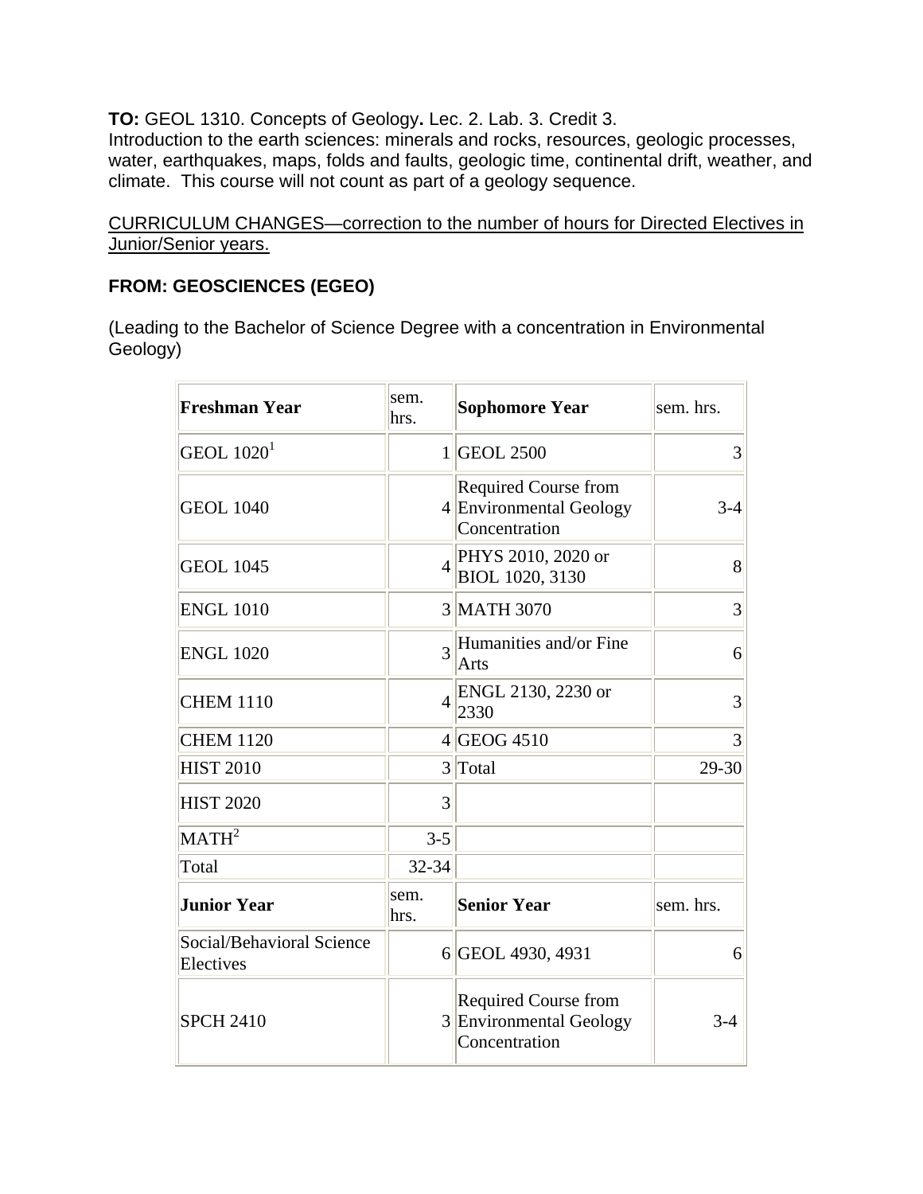**TO:** GEOL 1310. Concepts of Geology**.** Lec. 2. Lab. 3. Credit 3.
Introduction to the earth sciences: minerals and rocks, resources, geologic processes, water, earthquakes, maps, folds and faults, geologic time, continental drift, weather, and climate. This course will not count as part of a geology sequence.

<u>CURRICULUM CHANGES—correction to the number of hours for Directed Electives in Junior/Senior years.</u>

**FROM: GEOSCIENCES (EGEO)**

(Leading to the Bachelor of Science Degree with a concentration in Environmental Geology)

| **Freshman Year** | sem. hrs. | **Sophomore Year** | sem. hrs. |
|---|---|---|---|
| GEOL 1020[1] | 1 | GEOL 2500 | 3 |
| GEOL 1040 | 4 | Required Course from Environmental Geology Concentration | 3-4 |
| GEOL 1045 | 4 | PHYS 2010, 2020 or BIOL 1020, 3130 | 8 |
| ENGL 1010 | 3 | MATH 3070 | 3 |
| ENGL 1020 | 3 | Humanities and/or Fine Arts | 6 |
| CHEM 1110 | 4 | ENGL 2130, 2230 or 2330 | 3 |
| CHEM 1120 | 4 | GEOG 4510 | 3 |
| HIST 2010 | 3 | Total | 29-30 |
| HIST 2020 | 3 | | |
| MATH[2] | 3-5 | | |
| Total | 32-34 | | |
| **Junior Year** | sem. hrs. | **Senior Year** | sem. hrs. |
| Social/Behavioral Science Electives | 6 | GEOL 4930, 4931 | 6 |
| SPCH 2410 | 3 | Required Course from Environmental Geology Concentration | 3-4 |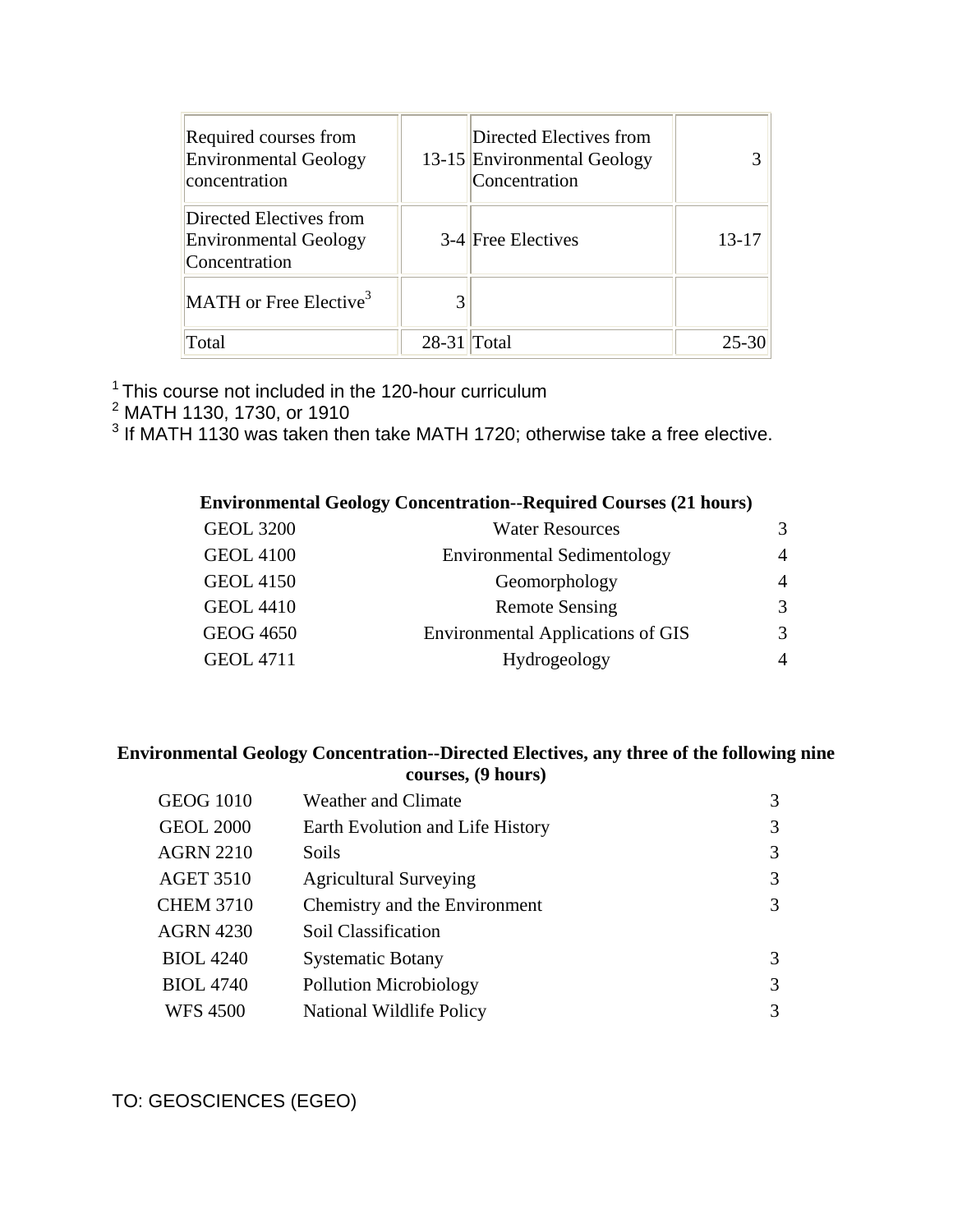| Required courses from Environmental Geology concentration | 13-15 | Directed Electives from Environmental Geology Concentration | 3 |
|---|---|---|---|
| Directed Electives from Environmental Geology Concentration | 3-4 | Free Electives | 13-17 |
| MATH or Free Elective[3] | 3 | | |
| Total | 28-31 | Total | 25-30 |

[1] This course not included in the 120-hour curriculum
[2] MATH 1130, 1730, or 1910
[3] If MATH 1130 was taken then take MATH 1720; otherwise take a free elective.

**Environmental Geology Concentration--Required Courses (21 hours)**

| | | |
|---|---|---|
| GEOL 3200 | Water Resources | 3 |
| GEOL 4100 | Environmental Sedimentology | 4 |
| GEOL 4150 | Geomorphology | 4 |
| GEOL 4410 | Remote Sensing | 3 |
| GEOG 4650 | Environmental Applications of GIS | 3 |
| GEOL 4711 | Hydrogeology | 4 |

**Environmental Geology Concentration--Directed Electives, any three of the following nine courses, (9 hours)**

| | | |
|---|---|---|
| GEOG 1010 | Weather and Climate | 3 |
| GEOL 2000 | Earth Evolution and Life History | 3 |
| AGRN 2210 | Soils | 3 |
| AGET 3510 | Agricultural Surveying | 3 |
| CHEM 3710 | Chemistry and the Environment | 3 |
| AGRN 4230 | Soil Classification | |
| BIOL 4240 | Systematic Botany | 3 |
| BIOL 4740 | Pollution Microbiology | 3 |
| WFS 4500 | National Wildlife Policy | 3 |

TO: GEOSCIENCES (EGEO)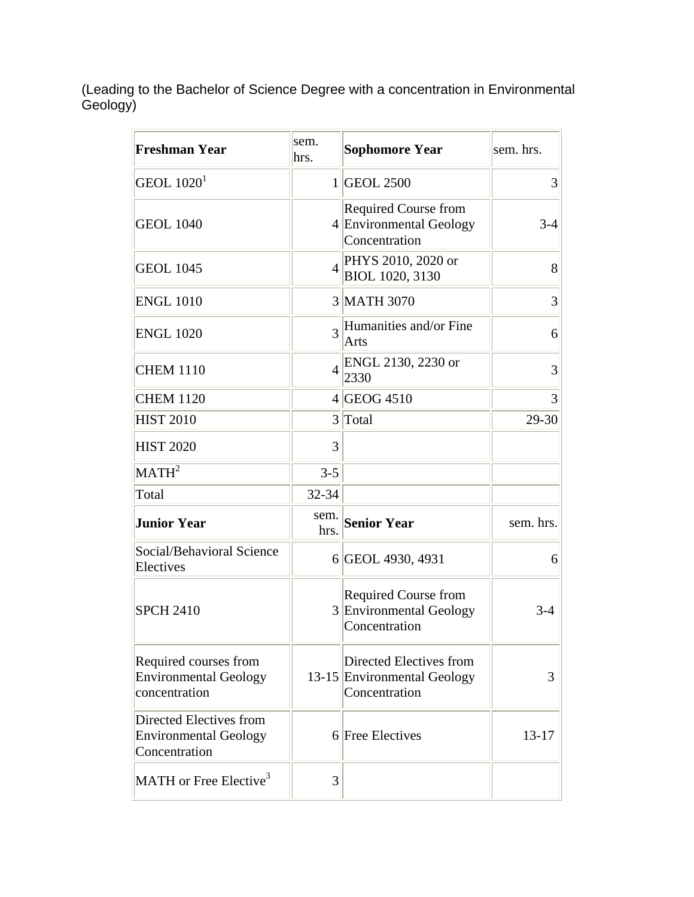(Leading to the Bachelor of Science Degree with a concentration in Environmental Geology)

| Freshman Year | sem. hrs. | Sophomore Year | sem. hrs. |
|---|---|---|---|
| GEOL 1020[1] | 1 | GEOL 2500 | 3 |
| GEOL 1040 | 4 | Required Course from Environmental Geology Concentration | 3-4 |
| GEOL 1045 | 4 | PHYS 2010, 2020 or BIOL 1020, 3130 | 8 |
| ENGL 1010 | 3 | MATH 3070 | 3 |
| ENGL 1020 | 3 | Humanities and/or Fine Arts | 6 |
| CHEM 1110 | 4 | ENGL 2130, 2230 or 2330 | 3 |
| CHEM 1120 | 4 | GEOG 4510 | 3 |
| HIST 2010 | 3 | Total | 29-30 |
| HIST 2020 | 3 | | |
| MATH[2] | 3-5 | | |
| Total | 32-34 | | |
| **Junior Year** | sem. hrs. | **Senior Year** | sem. hrs. |
| Social/Behavioral Science Electives | 6 | GEOL 4930, 4931 | 6 |
| SPCH 2410 | 3 | Required Course from Environmental Geology Concentration | 3-4 |
| Required courses from Environmental Geology concentration | 13-15 | Directed Electives from Environmental Geology Concentration | 3 |
| Directed Electives from Environmental Geology Concentration | 6 | Free Electives | 13-17 |
| MATH or Free Elective[3] | 3 | | |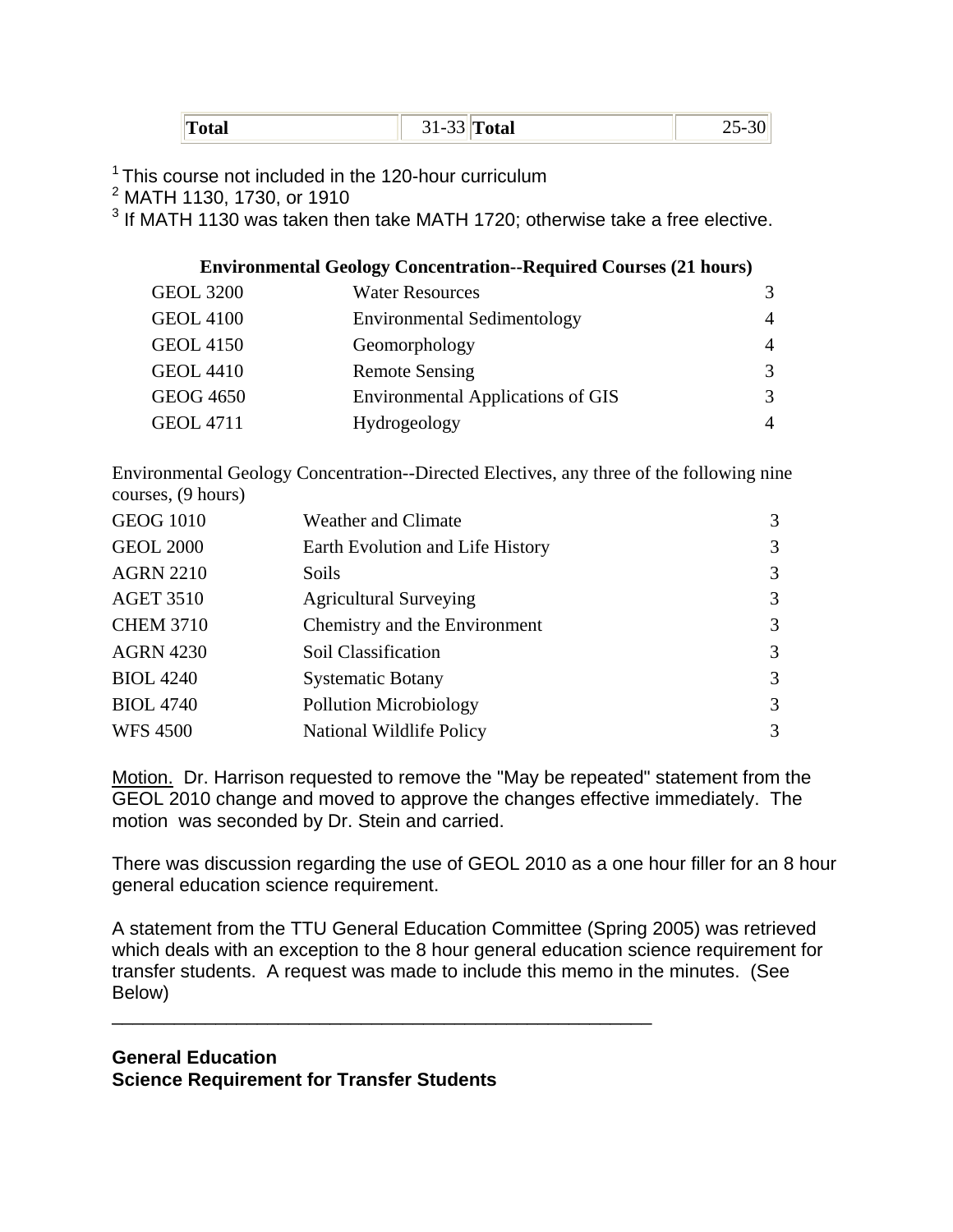| Total | 31-33 | Total | 25-30 |
|---|---|---|---|

[1] This course not included in the 120-hour curriculum
[2] MATH 1130, 1730, or 1910
[3] If MATH 1130 was taken then take MATH 1720; otherwise take a free elective.

**Environmental Geology Concentration--Required Courses (21 hours)**

| | | |
|---|---|---|
| GEOL 3200 | Water Resources | 3 |
| GEOL 4100 | Environmental Sedimentology | 4 |
| GEOL 4150 | Geomorphology | 4 |
| GEOL 4410 | Remote Sensing | 3 |
| GEOG 4650 | Environmental Applications of GIS | 3 |
| GEOL 4711 | Hydrogeology | 4 |

Environmental Geology Concentration--Directed Electives, any three of the following nine courses, (9 hours)

| | | |
|---|---|---|
| GEOG 1010 | Weather and Climate | 3 |
| GEOL 2000 | Earth Evolution and Life History | 3 |
| AGRN 2210 | Soils | 3 |
| AGET 3510 | Agricultural Surveying | 3 |
| CHEM 3710 | Chemistry and the Environment | 3 |
| AGRN 4230 | Soil Classification | 3 |
| BIOL 4240 | Systematic Botany | 3 |
| BIOL 4740 | Pollution Microbiology | 3 |
| WFS 4500 | National Wildlife Policy | 3 |

Motion. Dr. Harrison requested to remove the "May be repeated" statement from the GEOL 2010 change and moved to approve the changes effective immediately. The motion was seconded by Dr. Stein and carried.

There was discussion regarding the use of GEOL 2010 as a one hour filler for an 8 hour general education science requirement.

A statement from the TTU General Education Committee (Spring 2005) was retrieved which deals with an exception to the 8 hour general education science requirement for transfer students. A request was made to include this memo in the minutes. (See Below)

---

**General Education**
**Science Requirement for Transfer Students**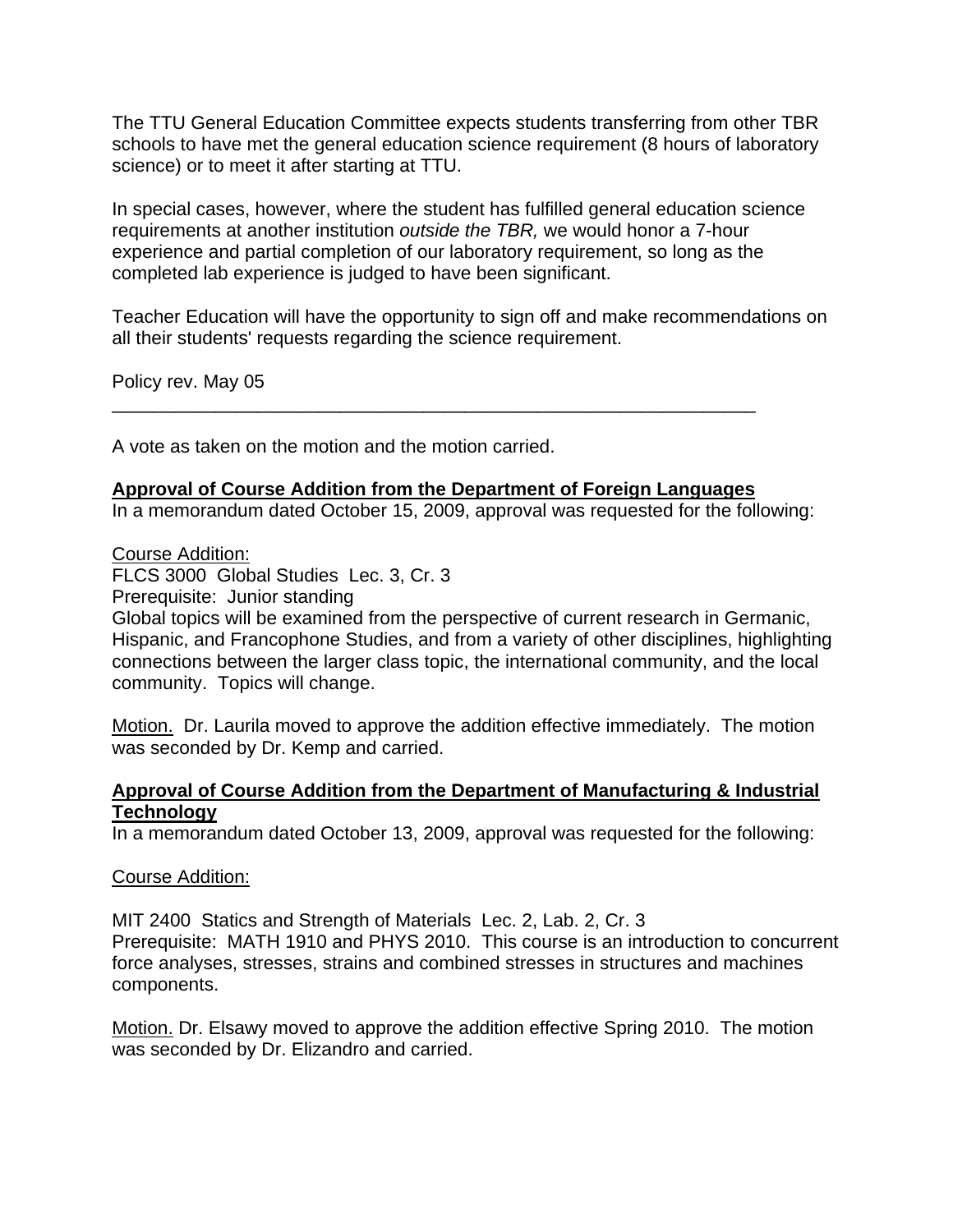The TTU General Education Committee expects students transferring from other TBR schools to have met the general education science requirement (8 hours of laboratory science) or to meet it after starting at TTU.

In special cases, however, where the student has fulfilled general education science requirements at another institution *outside the TBR,* we would honor a 7-hour experience and partial completion of our laboratory requirement, so long as the completed lab experience is judged to have been significant.

Teacher Education will have the opportunity to sign off and make recommendations on all their students' requests regarding the science requirement.

Policy rev. May 05

---

A vote as taken on the motion and the motion carried.

**Approval of Course Addition from the Department of Foreign Languages**

In a memorandum dated October 15, 2009, approval was requested for the following:

Course Addition:

FLCS 3000 Global Studies Lec. 3, Cr. 3
Prerequisite: Junior standing
Global topics will be examined from the perspective of current research in Germanic, Hispanic, and Francophone Studies, and from a variety of other disciplines, highlighting connections between the larger class topic, the international community, and the local community. Topics will change.

Motion. Dr. Laurila moved to approve the addition effective immediately. The motion was seconded by Dr. Kemp and carried.

**Approval of Course Addition from the Department of Manufacturing & Industrial Technology**

In a memorandum dated October 13, 2009, approval was requested for the following:

Course Addition:

MIT 2400 Statics and Strength of Materials Lec. 2, Lab. 2, Cr. 3
Prerequisite: MATH 1910 and PHYS 2010. This course is an introduction to concurrent force analyses, stresses, strains and combined stresses in structures and machines components.

Motion. Dr. Elsawy moved to approve the addition effective Spring 2010. The motion was seconded by Dr. Elizandro and carried.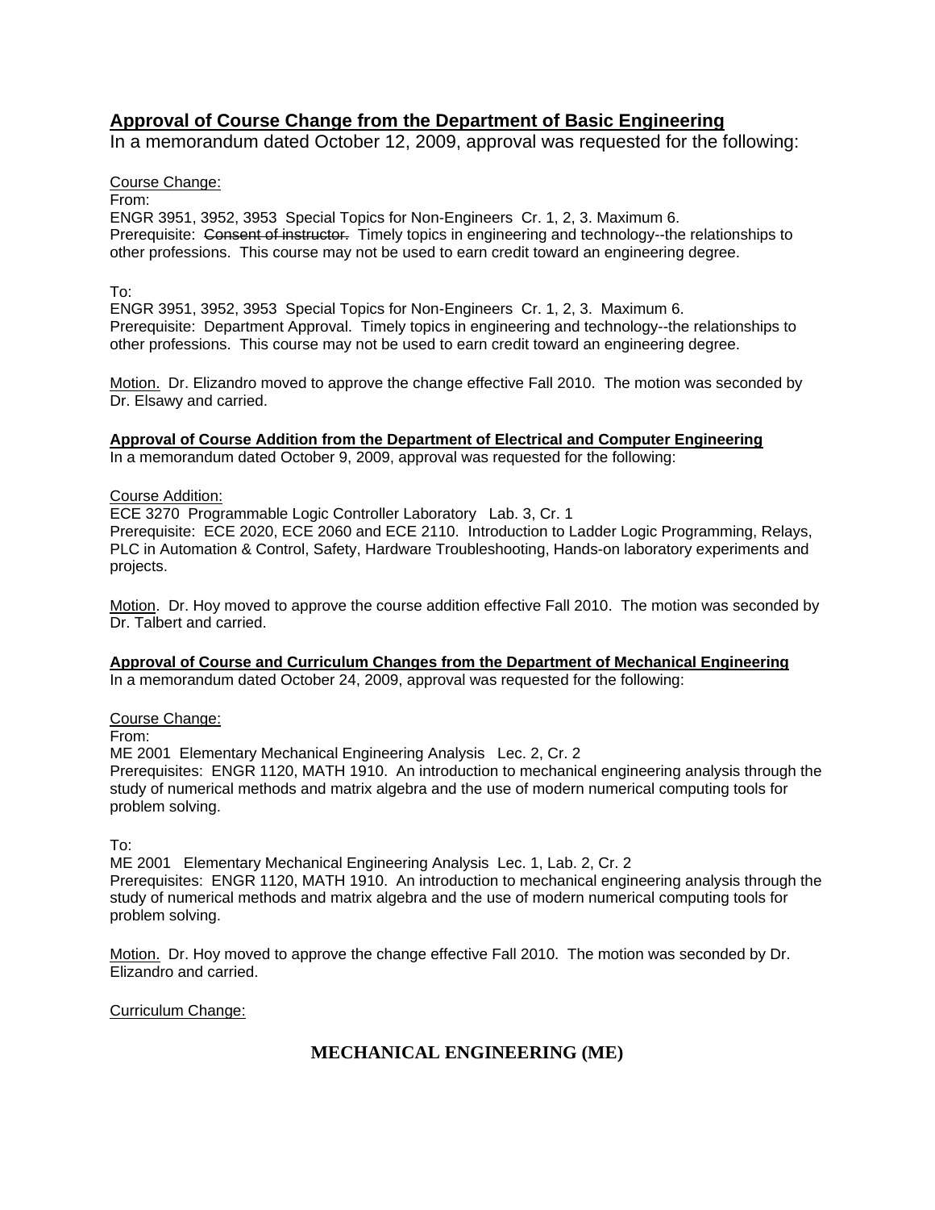## Approval of Course Change from the Department of Basic Engineering

In a memorandum dated October 12, 2009, approval was requested for the following:

Course Change:

From:

ENGR 3951, 3952, 3953 Special Topics for Non-Engineers Cr. 1, 2, 3. Maximum 6.
Prerequisite: ~~Consent of instructor.~~ Timely topics in engineering and technology--the relationships to other professions. This course may not be used to earn credit toward an engineering degree.

To:

ENGR 3951, 3952, 3953 Special Topics for Non-Engineers Cr. 1, 2, 3. Maximum 6.
Prerequisite: Department Approval. Timely topics in engineering and technology--the relationships to other professions. This course may not be used to earn credit toward an engineering degree.

Motion. Dr. Elizandro moved to approve the change effective Fall 2010. The motion was seconded by Dr. Elsawy and carried.

### Approval of Course Addition from the Department of Electrical and Computer Engineering

In a memorandum dated October 9, 2009, approval was requested for the following:

Course Addition:

ECE 3270 Programmable Logic Controller Laboratory Lab. 3, Cr. 1
Prerequisite: ECE 2020, ECE 2060 and ECE 2110. Introduction to Ladder Logic Programming, Relays, PLC in Automation & Control, Safety, Hardware Troubleshooting, Hands-on laboratory experiments and projects.

Motion. Dr. Hoy moved to approve the course addition effective Fall 2010. The motion was seconded by Dr. Talbert and carried.

### Approval of Course and Curriculum Changes from the Department of Mechanical Engineering

In a memorandum dated October 24, 2009, approval was requested for the following:

Course Change:

From:

ME 2001 Elementary Mechanical Engineering Analysis Lec. 2, Cr. 2
Prerequisites: ENGR 1120, MATH 1910. An introduction to mechanical engineering analysis through the study of numerical methods and matrix algebra and the use of modern numerical computing tools for problem solving.

To:

ME 2001 Elementary Mechanical Engineering Analysis Lec. 1, Lab. 2, Cr. 2
Prerequisites: ENGR 1120, MATH 1910. An introduction to mechanical engineering analysis through the study of numerical methods and matrix algebra and the use of modern numerical computing tools for problem solving.

Motion. Dr. Hoy moved to approve the change effective Fall 2010. The motion was seconded by Dr. Elizandro and carried.

Curriculum Change:

**MECHANICAL ENGINEERING (ME)**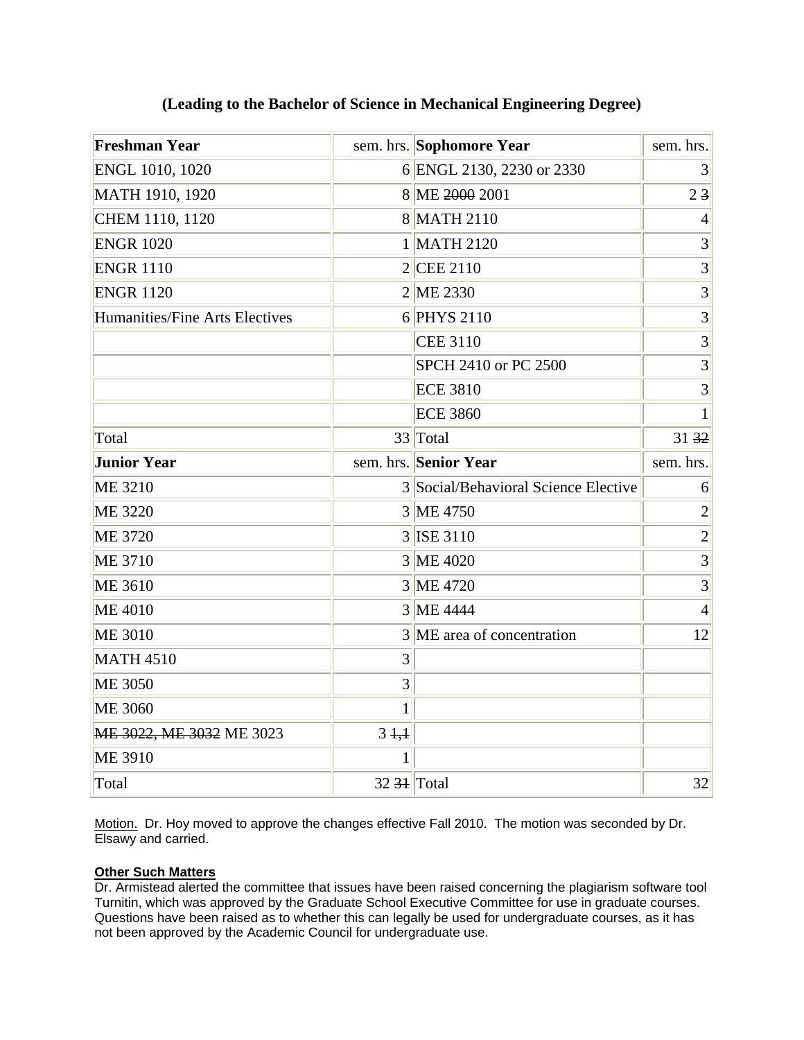**(Leading to the Bachelor of Science in Mechanical Engineering Degree)**

| **Freshman Year** | sem. hrs. | **Sophomore Year** | sem. hrs. |
|---|---|---|---|
| ENGL 1010, 1020 | 6 | ENGL 2130, 2230 or 2330 | 3 |
| MATH 1910, 1920 | 8 | ME ~~2000~~ 2001 | 2 ~~3~~ |
| CHEM 1110, 1120 | 8 | MATH 2110 | 4 |
| ENGR 1020 | 1 | MATH 2120 | 3 |
| ENGR 1110 | 2 | CEE 2110 | 3 |
| ENGR 1120 | 2 | ME 2330 | 3 |
| Humanities/Fine Arts Electives | 6 | PHYS 2110 | 3 |
| | | CEE 3110 | 3 |
| | | SPCH 2410 or PC 2500 | 3 |
| | | ECE 3810 | 3 |
| | | ECE 3860 | 1 |
| Total | 33 | Total | 31 ~~32~~ |
| **Junior Year** | sem. hrs. | **Senior Year** | sem. hrs. |
| ME 3210 | 3 | Social/Behavioral Science Elective | 6 |
| ME 3220 | 3 | ME 4750 | 2 |
| ME 3720 | 3 | ISE 3110 | 2 |
| ME 3710 | 3 | ME 4020 | 3 |
| ME 3610 | 3 | ME 4720 | 3 |
| ME 4010 | 3 | ME 4444 | 4 |
| ME 3010 | 3 | ME area of concentration | 12 |
| MATH 4510 | 3 | | |
| ME 3050 | 3 | | |
| ME 3060 | 1 | | |
| ~~ME 3022, ME 3032~~ ME 3023 | 3 ~~1,1~~ | | |
| ME 3910 | 1 | | |
| Total | 32 ~~31~~ | Total | 32 |

Motion. Dr. Hoy moved to approve the changes effective Fall 2010. The motion was seconded by Dr. Elsawy and carried.

**Other Such Matters**

Dr. Armistead alerted the committee that issues have been raised concerning the plagiarism software tool Turnitin, which was approved by the Graduate School Executive Committee for use in graduate courses. Questions have been raised as to whether this can legally be used for undergraduate courses, as it has not been approved by the Academic Council for undergraduate use.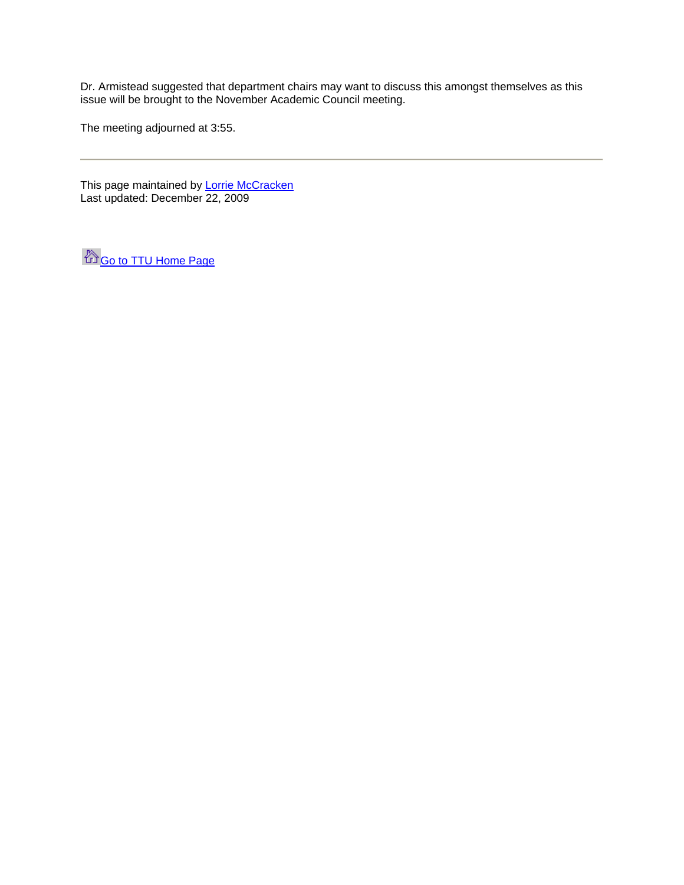Dr. Armistead suggested that department chairs may want to discuss this amongst themselves as this issue will be brought to the November Academic Council meeting.

The meeting adjourned at 3:55.

---

This page maintained by Lorrie McCracken
Last updated: December 22, 2009

Go to TTU Home Page